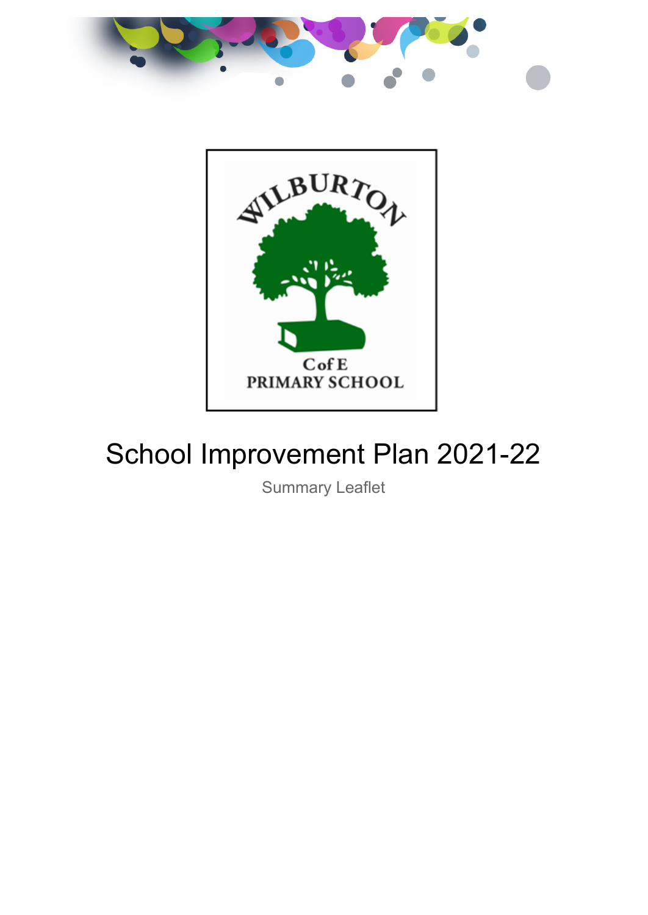# School Improvement Plan 2021-22

Summary Leaflet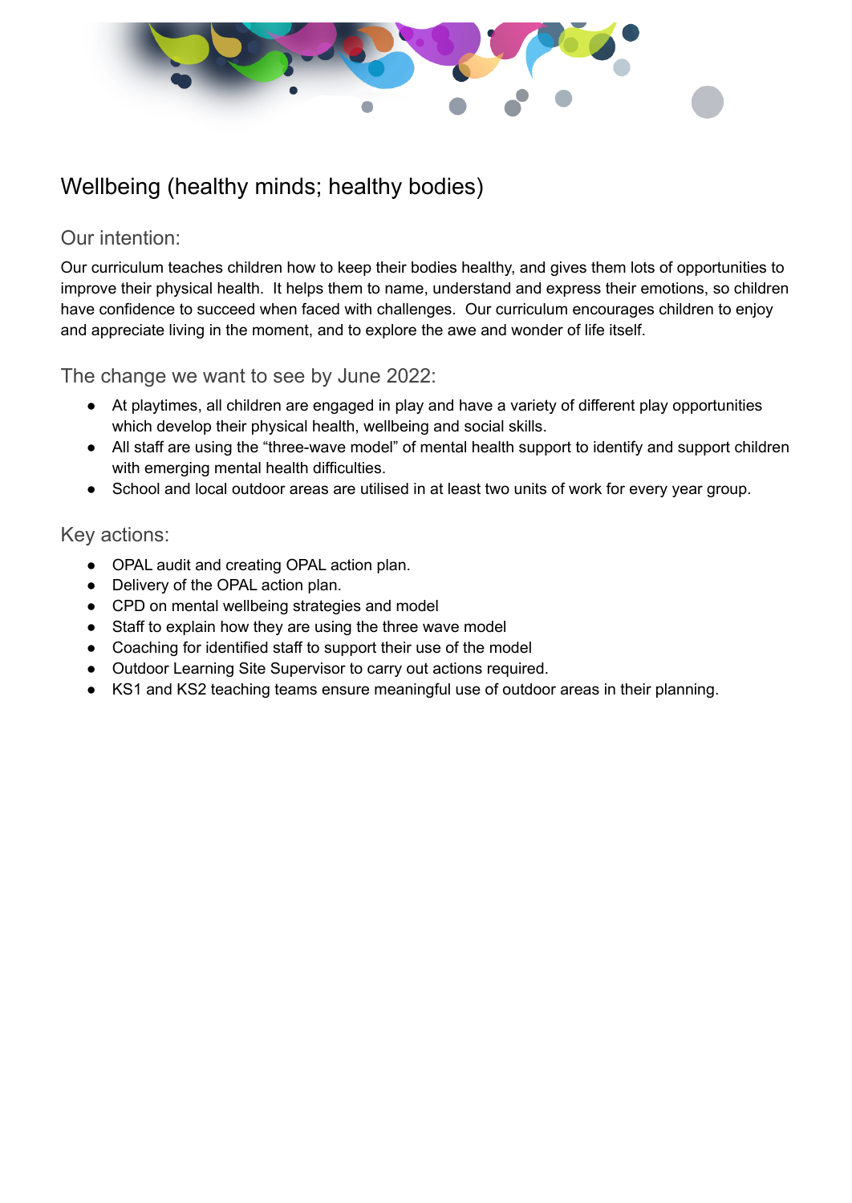# Wellbeing (healthy minds; healthy bodies)

## Our intention:

Our curriculum teaches children how to keep their bodies healthy, and gives them lots of opportunities to improve their physical health.  It helps them to name, understand and express their emotions, so children have confidence to succeed when faced with challenges.  Our curriculum encourages children to enjoy and appreciate living in the moment, and to explore the awe and wonder of life itself.

## The change we want to see by June 2022:

- At playtimes, all children are engaged in play and have a variety of different play opportunities which develop their physical health, wellbeing and social skills.
- All staff are using the “three-wave model” of mental health support to identify and support children with emerging mental health difficulties.
- School and local outdoor areas are utilised in at least two units of work for every year group.

## Key actions:

- OPAL audit and creating OPAL action plan.
- Delivery of the OPAL action plan.
- CPD on mental wellbeing strategies and model
- Staff to explain how they are using the three wave model
- Coaching for identified staff to support their use of the model
- Outdoor Learning Site Supervisor to carry out actions required.
- KS1 and KS2 teaching teams ensure meaningful use of outdoor areas in their planning.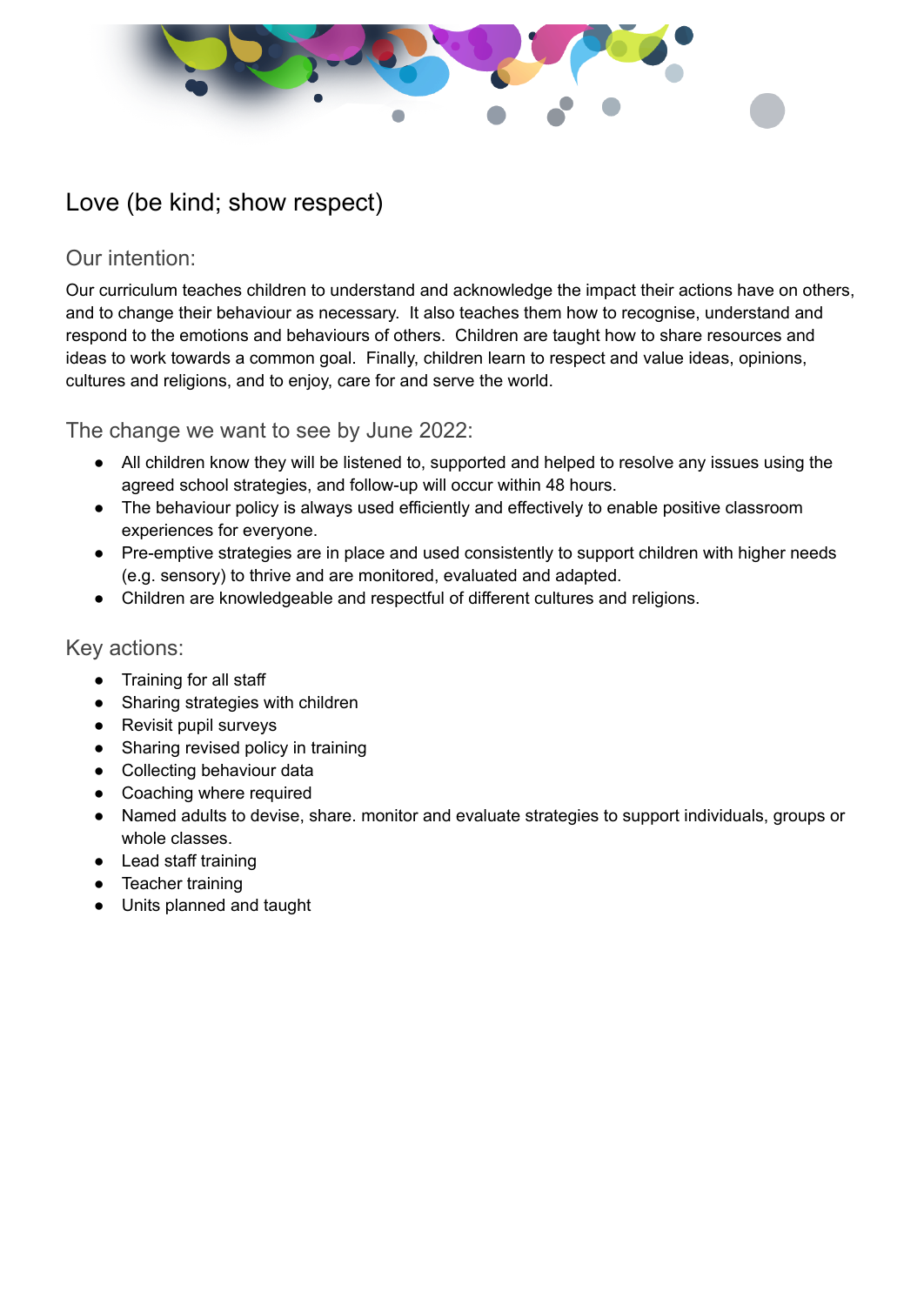# Love (be kind; show respect)

## Our intention:

Our curriculum teaches children to understand and acknowledge the impact their actions have on others, and to change their behaviour as necessary. It also teaches them how to recognise, understand and respond to the emotions and behaviours of others. Children are taught how to share resources and ideas to work towards a common goal. Finally, children learn to respect and value ideas, opinions, cultures and religions, and to enjoy, care for and serve the world.

## The change we want to see by June 2022:

- All children know they will be listened to, supported and helped to resolve any issues using the agreed school strategies, and follow-up will occur within 48 hours.
- The behaviour policy is always used efficiently and effectively to enable positive classroom experiences for everyone.
- Pre-emptive strategies are in place and used consistently to support children with higher needs (e.g. sensory) to thrive and are monitored, evaluated and adapted.
- Children are knowledgeable and respectful of different cultures and religions.

## Key actions:

- Training for all staff
- Sharing strategies with children
- Revisit pupil surveys
- Sharing revised policy in training
- Collecting behaviour data
- Coaching where required
- Named adults to devise, share. monitor and evaluate strategies to support individuals, groups or whole classes.
- Lead staff training
- Teacher training
- Units planned and taught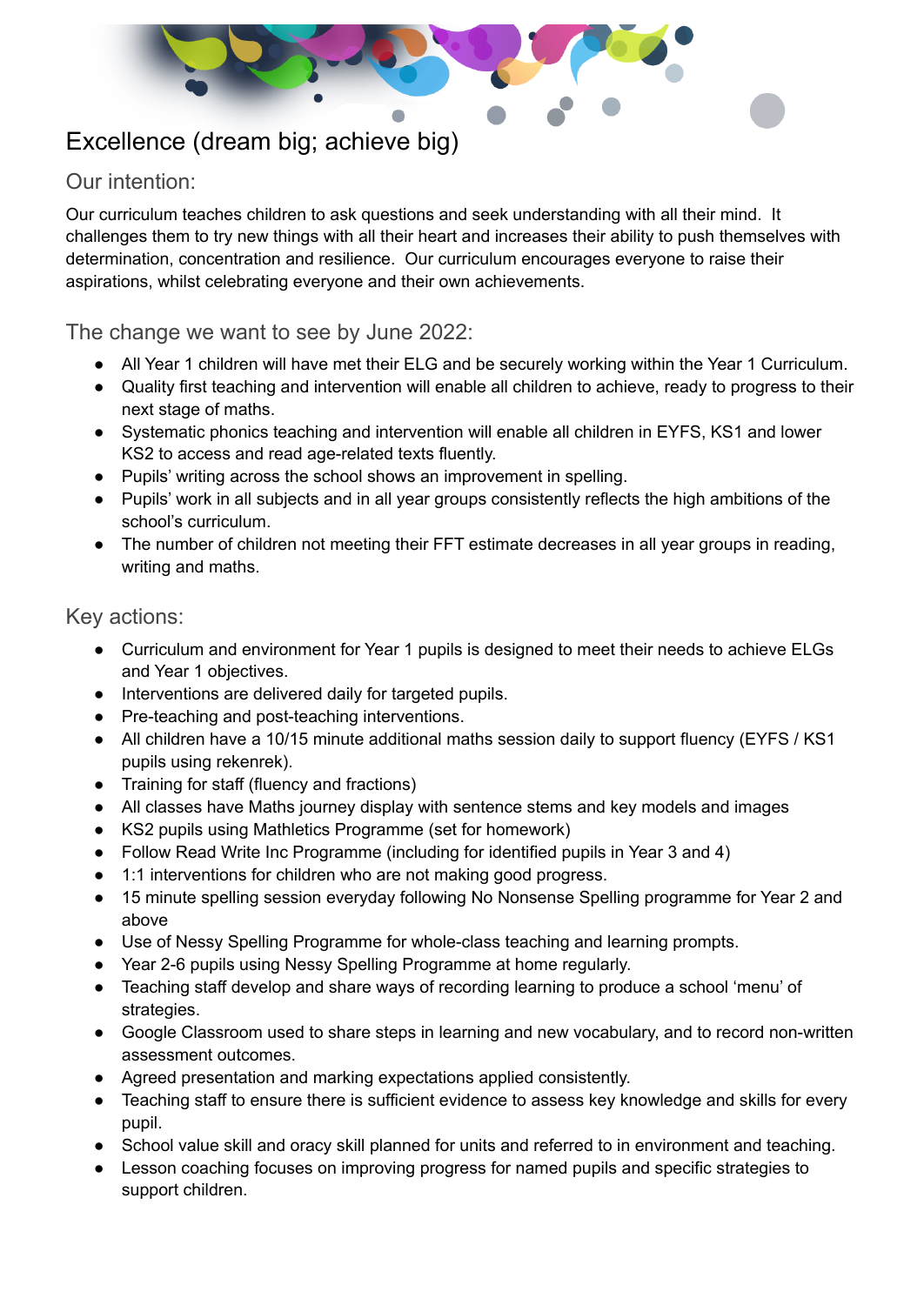# Excellence (dream big; achieve big)

## Our intention:

Our curriculum teaches children to ask questions and seek understanding with all their mind. It challenges them to try new things with all their heart and increases their ability to push themselves with determination, concentration and resilience. Our curriculum encourages everyone to raise their aspirations, whilst celebrating everyone and their own achievements.

## The change we want to see by June 2022:

- All Year 1 children will have met their ELG and be securely working within the Year 1 Curriculum.
- Quality first teaching and intervention will enable all children to achieve, ready to progress to their next stage of maths.
- Systematic phonics teaching and intervention will enable all children in EYFS, KS1 and lower KS2 to access and read age-related texts fluently.
- Pupils' writing across the school shows an improvement in spelling.
- Pupils' work in all subjects and in all year groups consistently reflects the high ambitions of the school's curriculum.
- The number of children not meeting their FFT estimate decreases in all year groups in reading, writing and maths.

## Key actions:

- Curriculum and environment for Year 1 pupils is designed to meet their needs to achieve ELGs and Year 1 objectives.
- Interventions are delivered daily for targeted pupils.
- Pre-teaching and post-teaching interventions.
- All children have a 10/15 minute additional maths session daily to support fluency (EYFS / KS1 pupils using rekenrek).
- Training for staff (fluency and fractions)
- All classes have Maths journey display with sentence stems and key models and images
- KS2 pupils using Mathletics Programme (set for homework)
- Follow Read Write Inc Programme (including for identified pupils in Year 3 and 4)
- 1:1 interventions for children who are not making good progress.
- 15 minute spelling session everyday following No Nonsense Spelling programme for Year 2 and above
- Use of Nessy Spelling Programme for whole-class teaching and learning prompts.
- Year 2-6 pupils using Nessy Spelling Programme at home regularly.
- Teaching staff develop and share ways of recording learning to produce a school 'menu' of strategies.
- Google Classroom used to share steps in learning and new vocabulary, and to record non-written assessment outcomes.
- Agreed presentation and marking expectations applied consistently.
- Teaching staff to ensure there is sufficient evidence to assess key knowledge and skills for every pupil.
- School value skill and oracy skill planned for units and referred to in environment and teaching.
- Lesson coaching focuses on improving progress for named pupils and specific strategies to support children.